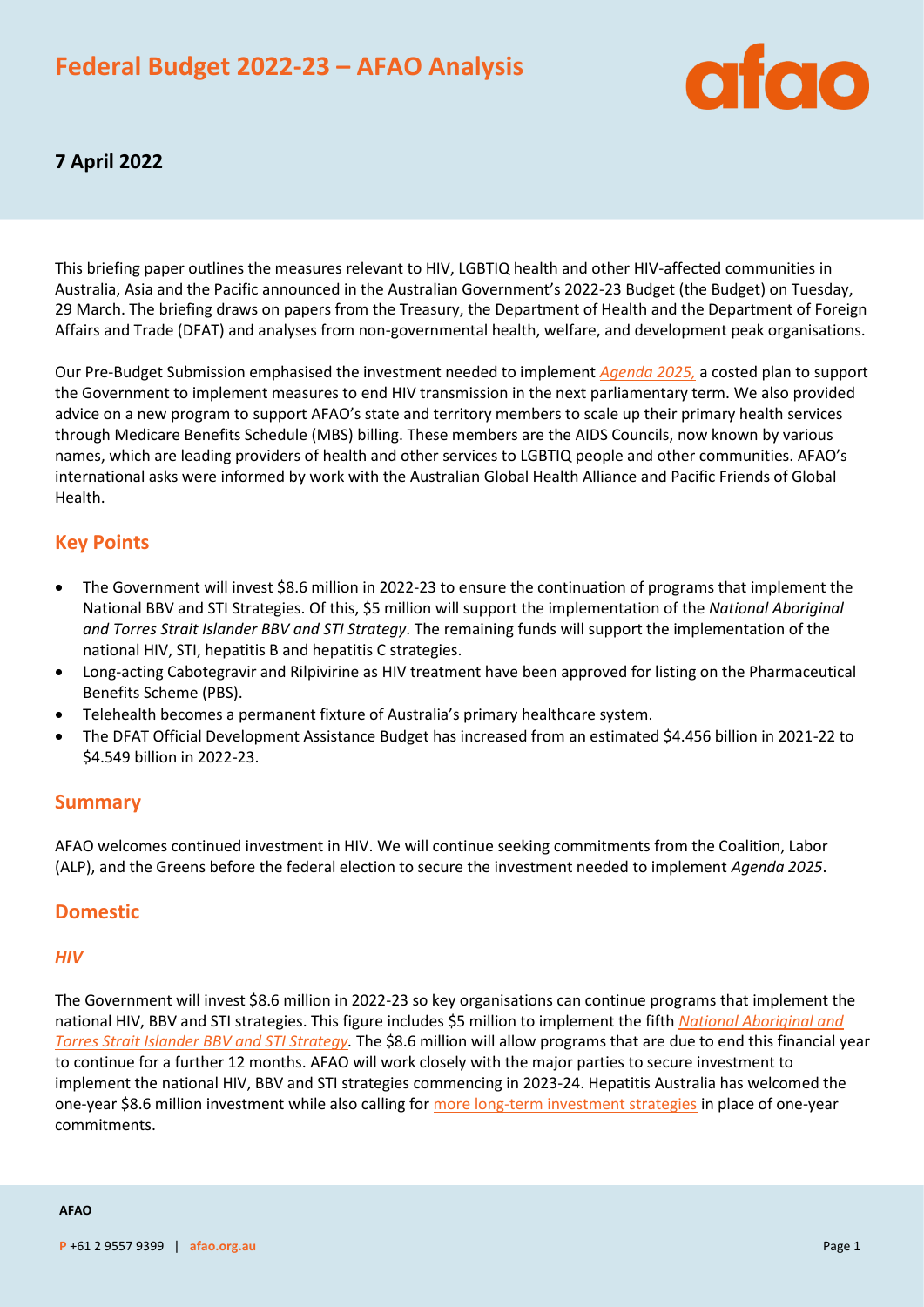# Federal Budget 2022-23 – AFAO Analysis

## 7 April 2022

This briefing paper outlines the measures relevant to HIV, LGBTIQ health and other HIV-affected communities in Australia, Asia and the Pacific announced in the Australian Government's 2022-23 Budget (the Budget) on Tuesday, 29 March. The briefing draws on papers from the Treasury, the Department of Health and the Department of Foreign Affairs and Trade (DFAT) and analyses from non-governmental health, welfare, and development peak organisations.

Our Pre-Budget Submission emphasised the investment needed to implement *Agenda 2025,* a costed plan to support the Government to implement measures to end HIV transmission in the next parliamentary term. We also provided advice on a new program to support AFAO's state and territory members to scale up their primary health services through Medicare Benefits Schedule (MBS) billing. These members are the AIDS Councils, now known by various names, which are leading providers of health and other services to LGBTIQ people and other communities. AFAO's international asks were informed by work with the Australian Global Health Alliance and Pacific Friends of Global Health.

## Key Points

- The Government will invest $8.6 million in 2022-23 to ensure the continuation of programs that implement the National BBV and STI Strategies. Of this, $5 million will support the implementation of the *National Aboriginal and Torres Strait Islander BBV and STI Strategy*. The remaining funds will support the implementation of the national HIV, STI, hepatitis B and hepatitis C strategies.
- Long-acting Cabotegravir and Rilpivirine as HIV treatment have been approved for listing on the Pharmaceutical Benefits Scheme (PBS).
- Telehealth becomes a permanent fixture of Australia's primary healthcare system.
- The DFAT Official Development Assistance Budget has increased from an estimated $4.456 billion in 2021-22 to $4.549 billion in 2022-23.

## Summary

AFAO welcomes continued investment in HIV. We will continue seeking commitments from the Coalition, Labor (ALP), and the Greens before the federal election to secure the investment needed to implement *Agenda 2025*.

## Domestic

### *HIV*

The Government will invest $8.6 million in 2022-23 so key organisations can continue programs that implement the national HIV, BBV and STI strategies. This figure includes $5 million to implement the fifth *National Aboriginal and Torres Strait Islander BBV and STI Strategy.* The $8.6 million will allow programs that are due to end this financial year to continue for a further 12 months. AFAO will work closely with the major parties to secure investment to implement the national HIV, BBV and STI strategies commencing in 2023-24. Hepatitis Australia has welcomed the one-year $8.6 million investment while also calling for more long-term investment strategies in place of one-year commitments.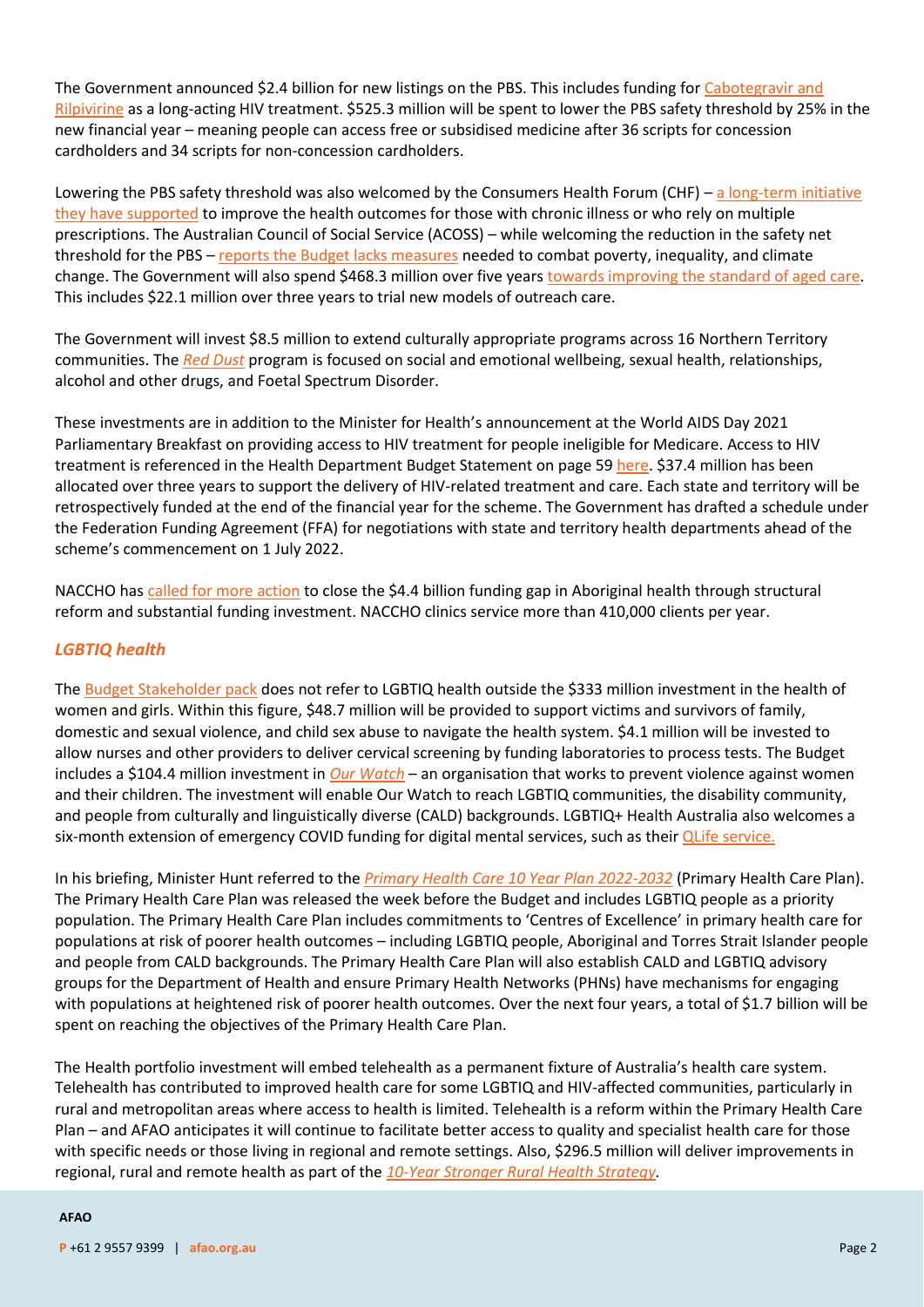The Government announced $2.4 billion for new listings on the PBS. This includes funding for Cabotegravir and Rilpivirine as a long-acting HIV treatment. $525.3 million will be spent to lower the PBS safety threshold by 25% in the new financial year – meaning people can access free or subsidised medicine after 36 scripts for concession cardholders and 34 scripts for non-concession cardholders.

Lowering the PBS safety threshold was also welcomed by the Consumers Health Forum (CHF) – a long-term initiative they have supported to improve the health outcomes for those with chronic illness or who rely on multiple prescriptions. The Australian Council of Social Service (ACOSS) – while welcoming the reduction in the safety net threshold for the PBS – reports the Budget lacks measures needed to combat poverty, inequality, and climate change. The Government will also spend $468.3 million over five years towards improving the standard of aged care. This includes $22.1 million over three years to trial new models of outreach care.

The Government will invest $8.5 million to extend culturally appropriate programs across 16 Northern Territory communities. The *Red Dust* program is focused on social and emotional wellbeing, sexual health, relationships, alcohol and other drugs, and Foetal Spectrum Disorder.

These investments are in addition to the Minister for Health's announcement at the World AIDS Day 2021 Parliamentary Breakfast on providing access to HIV treatment for people ineligible for Medicare. Access to HIV treatment is referenced in the Health Department Budget Statement on page 59 here. $37.4 million has been allocated over three years to support the delivery of HIV-related treatment and care. Each state and territory will be retrospectively funded at the end of the financial year for the scheme. The Government has drafted a schedule under the Federation Funding Agreement (FFA) for negotiations with state and territory health departments ahead of the scheme's commencement on 1 July 2022.

NACCHO has called for more action to close the $4.4 billion funding gap in Aboriginal health through structural reform and substantial funding investment. NACCHO clinics service more than 410,000 clients per year.

### *LGBTIQ health*

The Budget Stakeholder pack does not refer to LGBTIQ health outside the $333 million investment in the health of women and girls. Within this figure, $48.7 million will be provided to support victims and survivors of family, domestic and sexual violence, and child sex abuse to navigate the health system. $4.1 million will be invested to allow nurses and other providers to deliver cervical screening by funding laboratories to process tests. The Budget includes a $104.4 million investment in *Our Watch* – an organisation that works to prevent violence against women and their children. The investment will enable Our Watch to reach LGBTIQ communities, the disability community, and people from culturally and linguistically diverse (CALD) backgrounds. LGBTIQ+ Health Australia also welcomes a six-month extension of emergency COVID funding for digital mental services, such as their QLife service.

In his briefing, Minister Hunt referred to the *Primary Health Care 10 Year Plan 2022-2032* (Primary Health Care Plan). The Primary Health Care Plan was released the week before the Budget and includes LGBTIQ people as a priority population. The Primary Health Care Plan includes commitments to 'Centres of Excellence' in primary health care for populations at risk of poorer health outcomes – including LGBTIQ people, Aboriginal and Torres Strait Islander people and people from CALD backgrounds. The Primary Health Care Plan will also establish CALD and LGBTIQ advisory groups for the Department of Health and ensure Primary Health Networks (PHNs) have mechanisms for engaging with populations at heightened risk of poorer health outcomes. Over the next four years, a total of $1.7 billion will be spent on reaching the objectives of the Primary Health Care Plan.

The Health portfolio investment will embed telehealth as a permanent fixture of Australia's health care system. Telehealth has contributed to improved health care for some LGBTIQ and HIV-affected communities, particularly in rural and metropolitan areas where access to health is limited. Telehealth is a reform within the Primary Health Care Plan – and AFAO anticipates it will continue to facilitate better access to quality and specialist health care for those with specific needs or those living in regional and remote settings. Also, $296.5 million will deliver improvements in regional, rural and remote health as part of the *10-Year Stronger Rural Health Strategy*.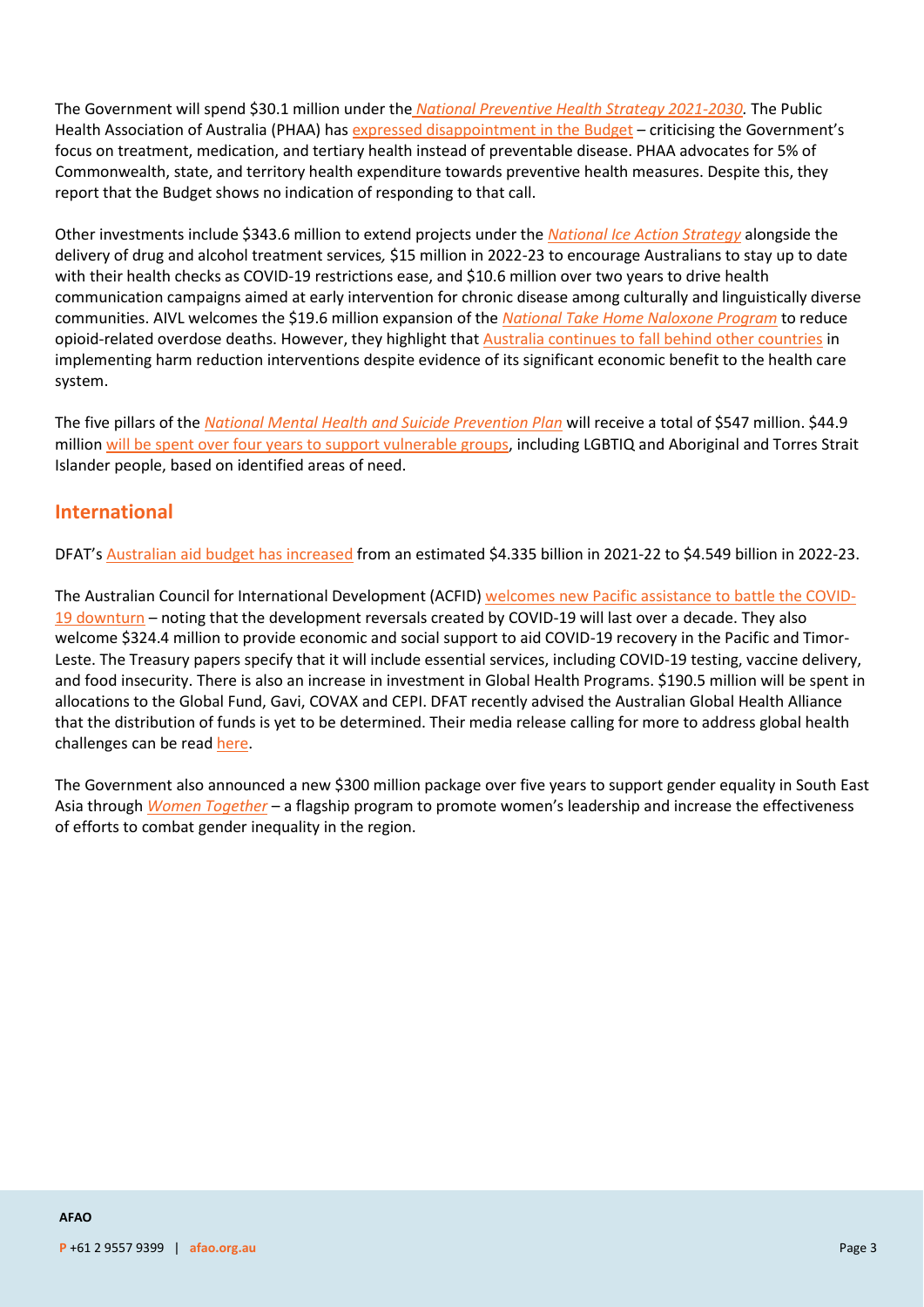The Government will spend $30.1 million under the *National Preventive Health Strategy 2021-2030.* The Public Health Association of Australia (PHAA) has expressed disappointment in the Budget – criticising the Government's focus on treatment, medication, and tertiary health instead of preventable disease. PHAA advocates for 5% of Commonwealth, state, and territory health expenditure towards preventive health measures. Despite this, they report that the Budget shows no indication of responding to that call.

Other investments include $343.6 million to extend projects under the *National Ice Action Strategy* alongside the delivery of drug and alcohol treatment services*,* $15 million in 2022-23 to encourage Australians to stay up to date with their health checks as COVID-19 restrictions ease, and $10.6 million over two years to drive health communication campaigns aimed at early intervention for chronic disease among culturally and linguistically diverse communities. AIVL welcomes the $19.6 million expansion of the *National Take Home Naloxone Program* to reduce opioid-related overdose deaths. However, they highlight that Australia continues to fall behind other countries in implementing harm reduction interventions despite evidence of its significant economic benefit to the health care system.

The five pillars of the *National Mental Health and Suicide Prevention Plan* will receive a total of $547 million. $44.9 million will be spent over four years to support vulnerable groups, including LGBTIQ and Aboriginal and Torres Strait Islander people, based on identified areas of need.

## International

DFAT's Australian aid budget has increased from an estimated $4.335 billion in 2021-22 to $4.549 billion in 2022-23.

The Australian Council for International Development (ACFID) welcomes new Pacific assistance to battle the COVID-19 downturn – noting that the development reversals created by COVID-19 will last over a decade. They also welcome $324.4 million to provide economic and social support to aid COVID-19 recovery in the Pacific and Timor-Leste. The Treasury papers specify that it will include essential services, including COVID-19 testing, vaccine delivery, and food insecurity. There is also an increase in investment in Global Health Programs. $190.5 million will be spent in allocations to the Global Fund, Gavi, COVAX and CEPI. DFAT recently advised the Australian Global Health Alliance that the distribution of funds is yet to be determined. Their media release calling for more to address global health challenges can be read here.

The Government also announced a new $300 million package over five years to support gender equality in South East Asia through *Women Together* – a flagship program to promote women's leadership and increase the effectiveness of efforts to combat gender inequality in the region.